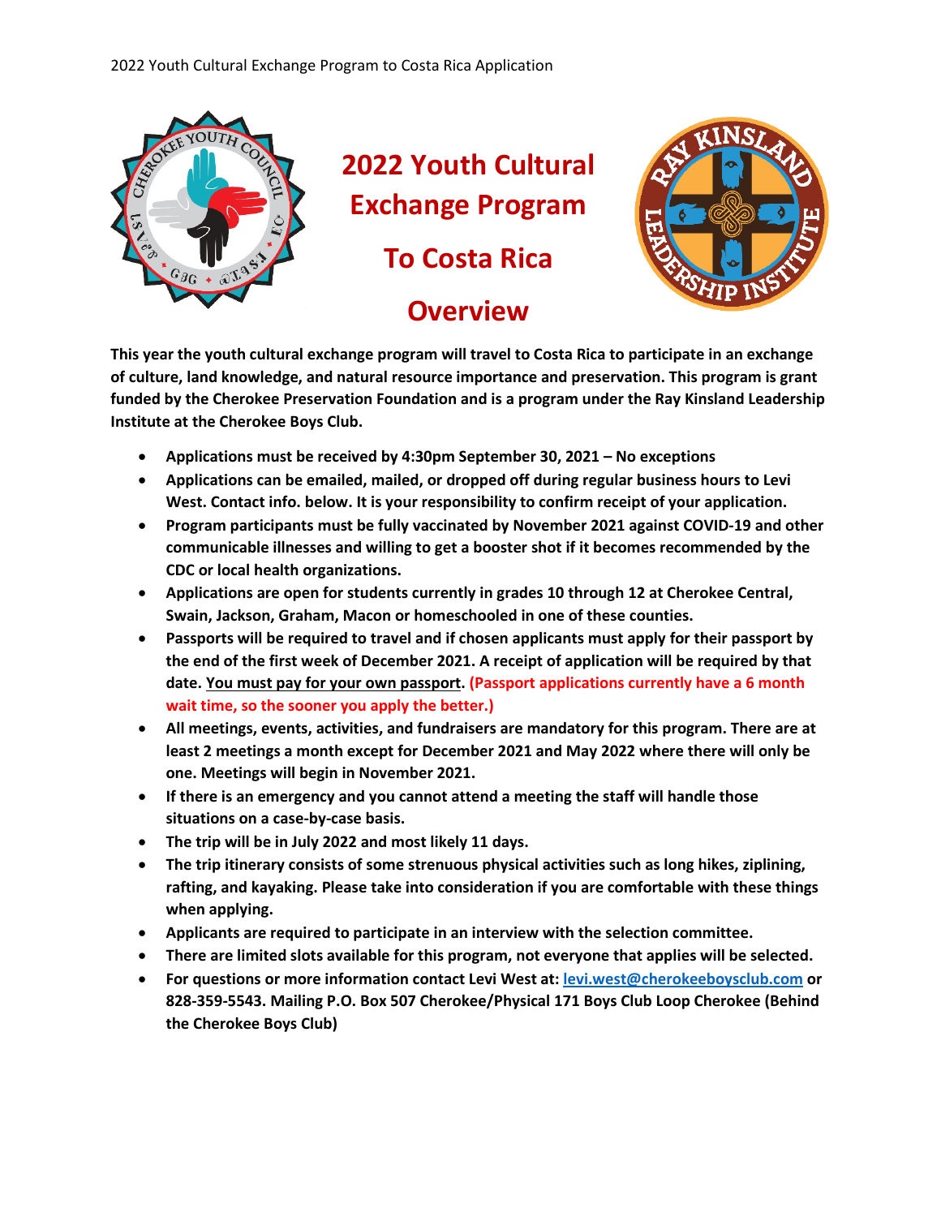# 2022 Youth Cultural Exchange Program

## To Costa Rica

## Overview

**This year the youth cultural exchange program will travel to Costa Rica to participate in an exchange of culture, land knowledge, and natural resource importance and preservation. This program is grant funded by the Cherokee Preservation Foundation and is a program under the Ray Kinsland Leadership Institute at the Cherokee Boys Club.**

- **Applications must be received by 4:30pm September 30, 2021 – No exceptions**
- **Applications can be emailed, mailed, or dropped off during regular business hours to Levi West. Contact info. below. It is your responsibility to confirm receipt of your application.**
- **Program participants must be fully vaccinated by November 2021 against COVID-19 and other communicable illnesses and willing to get a booster shot if it becomes recommended by the CDC or local health organizations.**
- **Applications are open for students currently in grades 10 through 12 at Cherokee Central, Swain, Jackson, Graham, Macon or homeschooled in one of these counties.**
- **Passports will be required to travel and if chosen applicants must apply for their passport by the end of the first week of December 2021. A receipt of application will be required by that date. You must pay for your own passport. (Passport applications currently have a 6 month wait time, so the sooner you apply the better.)**
- **All meetings, events, activities, and fundraisers are mandatory for this program. There are at least 2 meetings a month except for December 2021 and May 2022 where there will only be one. Meetings will begin in November 2021.**
- **If there is an emergency and you cannot attend a meeting the staff will handle those situations on a case-by-case basis.**
- **The trip will be in July 2022 and most likely 11 days.**
- **The trip itinerary consists of some strenuous physical activities such as long hikes, ziplining, rafting, and kayaking. Please take into consideration if you are comfortable with these things when applying.**
- **Applicants are required to participate in an interview with the selection committee.**
- **There are limited slots available for this program, not everyone that applies will be selected.**
- **For questions or more information contact Levi West at: levi.west@cherokeeboysclub.com or 828-359-5543. Mailing P.O. Box 507 Cherokee/Physical 171 Boys Club Loop Cherokee (Behind the Cherokee Boys Club)**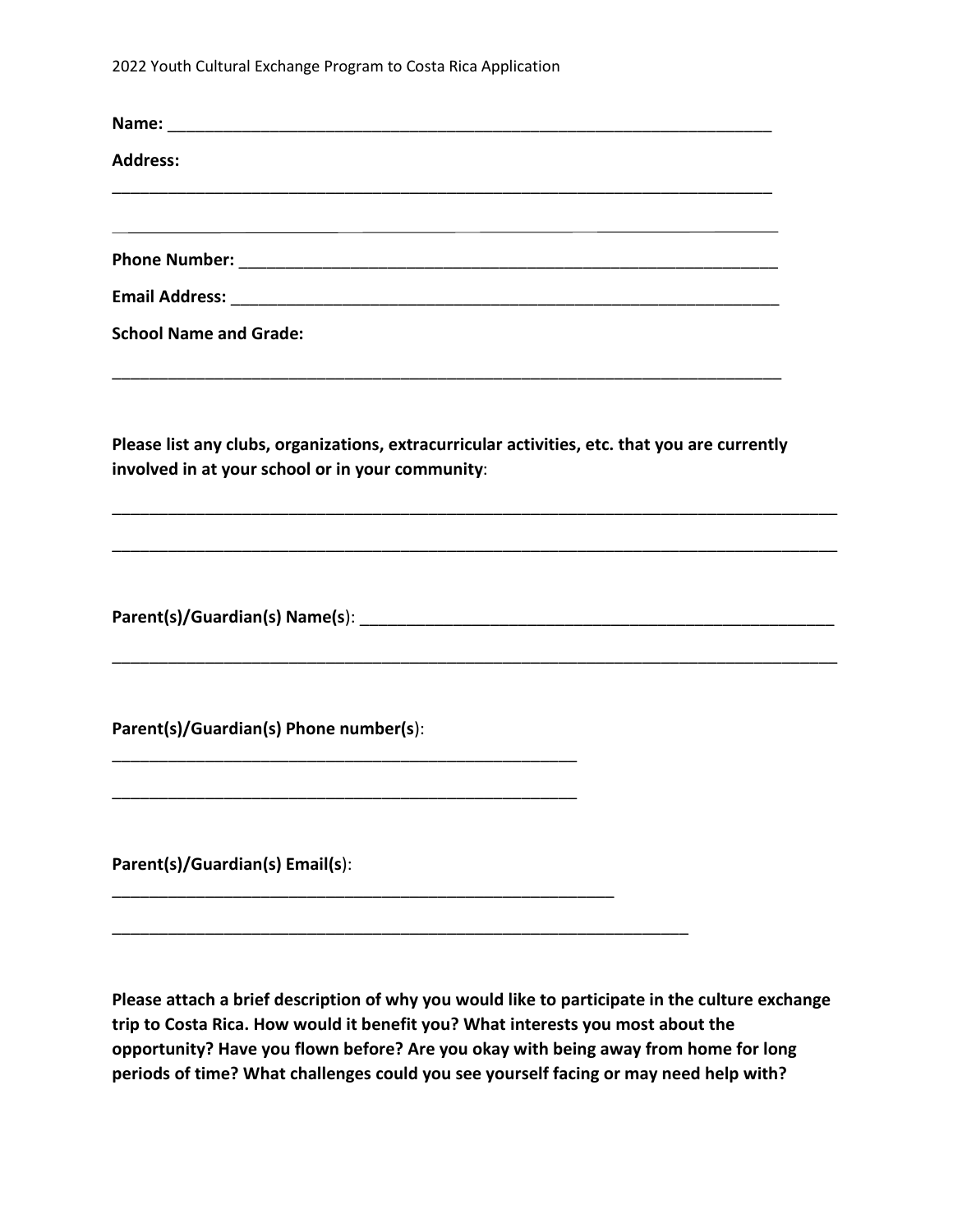2022 Youth Cultural Exchange Program to Costa Rica Application

**Name:** ______________________________________________________________________

**Address:**

_____________________________________________________________________________

_____________________________________________________________________________

**Phone Number:** ______________________________________________________________

**Email Address:** ______________________________________________________________

**School Name and Grade:**

_____________________________________________________________________________

**Please list any clubs, organizations, extracurricular activities, etc. that you are currently involved in at your school or in your community**:

_________________________________________________________________________________

_________________________________________________________________________________

**Parent(s)/Guardian(s) Name(s**): ____________________________________________________

_________________________________________________________________________________

**Parent(s)/Guardian(s) Phone number(s**):

____________________________________________________

____________________________________________________

**Parent(s)/Guardian(s) Email(s**):

________________________________________________________

_________________________________________________________________

**Please attach a brief description of why you would like to participate in the culture exchange trip to Costa Rica. How would it benefit you? What interests you most about the opportunity? Have you flown before? Are you okay with being away from home for long periods of time? What challenges could you see yourself facing or may need help with?**